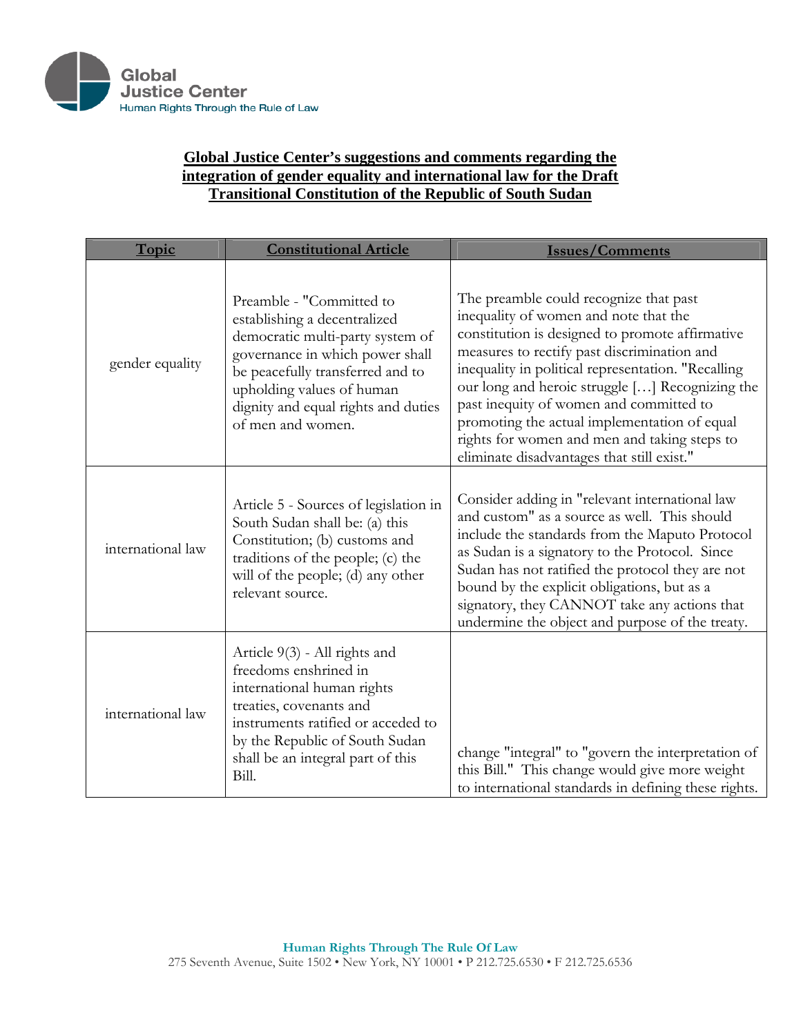Global Justice Center
Human Rights Through the Rule of Law

## Global Justice Center's suggestions and comments regarding the integration of gender equality and international law for the Draft Transitional Constitution of the Republic of South Sudan

| Topic | Constitutional Article | Issues/Comments |
|---|---|---|
| gender equality | Preamble - "Committed to establishing a decentralized democratic multi-party system of governance in which power shall be peacefully transferred and to upholding values of human dignity and equal rights and duties of men and women. | The preamble could recognize that past inequality of women and note that the constitution is designed to promote affirmative measures to rectify past discrimination and inequality in political representation. "Recalling our long and heroic struggle […] Recognizing the past inequity of women and committed to promoting the actual implementation of equal rights for women and men and taking steps to eliminate disadvantages that still exist." |
| international law | Article 5 - Sources of legislation in South Sudan shall be: (a) this Constitution; (b) customs and traditions of the people; (c) the will of the people; (d) any other relevant source. | Consider adding in "relevant international law and custom" as a source as well. This should include the standards from the Maputo Protocol as Sudan is a signatory to the Protocol. Since Sudan has not ratified the protocol they are not bound by the explicit obligations, but as a signatory, they CANNOT take any actions that undermine the object and purpose of the treaty. |
| international law | Article 9(3) - All rights and freedoms enshrined in international human rights treaties, covenants and instruments ratified or acceded to by the Republic of South Sudan shall be an integral part of this Bill. | change "integral" to "govern the interpretation of this Bill." This change would give more weight to international standards in defining these rights. |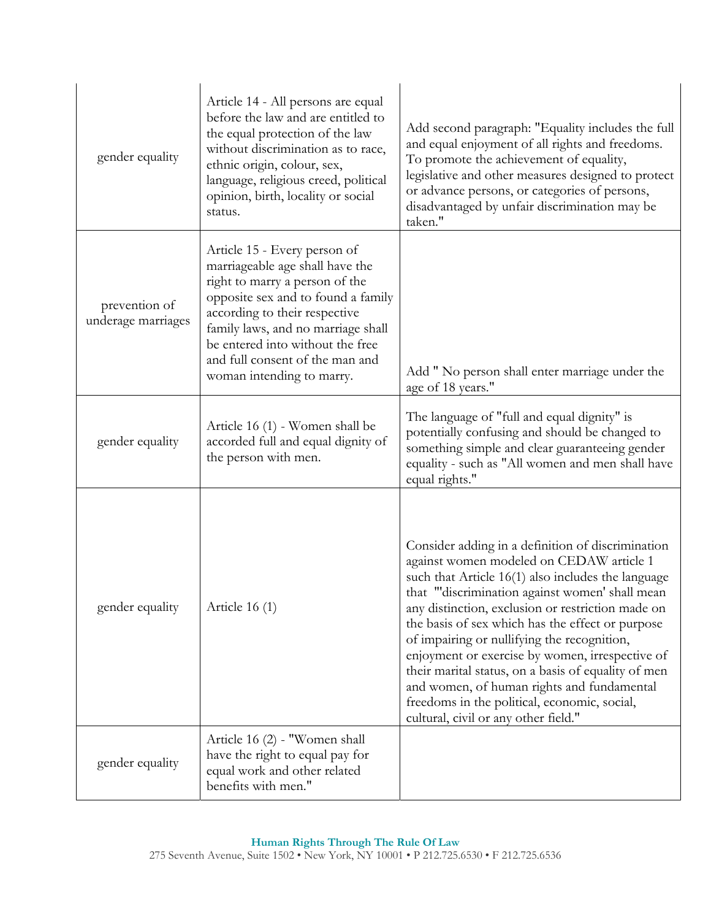| | | |
|---|---|---|
| gender equality | Article 14 - All persons are equal before the law and are entitled to the equal protection of the law without discrimination as to race, ethnic origin, colour, sex, language, religious creed, political opinion, birth, locality or social status. | Add second paragraph: "Equality includes the full and equal enjoyment of all rights and freedoms. To promote the achievement of equality, legislative and other measures designed to protect or advance persons, or categories of persons, disadvantaged by unfair discrimination may be taken." |
| prevention of underage marriages | Article 15 - Every person of marriageable age shall have the right to marry a person of the opposite sex and to found a family according to their respective family laws, and no marriage shall be entered into without the free and full consent of the man and woman intending to marry. | Add " No person shall enter marriage under the age of 18 years." |
| gender equality | Article 16 (1) - Women shall be accorded full and equal dignity of the person with men. | The language of "full and equal dignity" is potentially confusing and should be changed to something simple and clear guaranteeing gender equality - such as "All women and men shall have equal rights." |
| gender equality | Article 16 (1) | Consider adding in a definition of discrimination against women modeled on CEDAW article 1 such that Article 16(1) also includes the language that "'discrimination against women' shall mean any distinction, exclusion or restriction made on the basis of sex which has the effect or purpose of impairing or nullifying the recognition, enjoyment or exercise by women, irrespective of their marital status, on a basis of equality of men and women, of human rights and fundamental freedoms in the political, economic, social, cultural, civil or any other field." |
| gender equality | Article 16 (2) - "Women shall have the right to equal pay for equal work and other related benefits with men." | |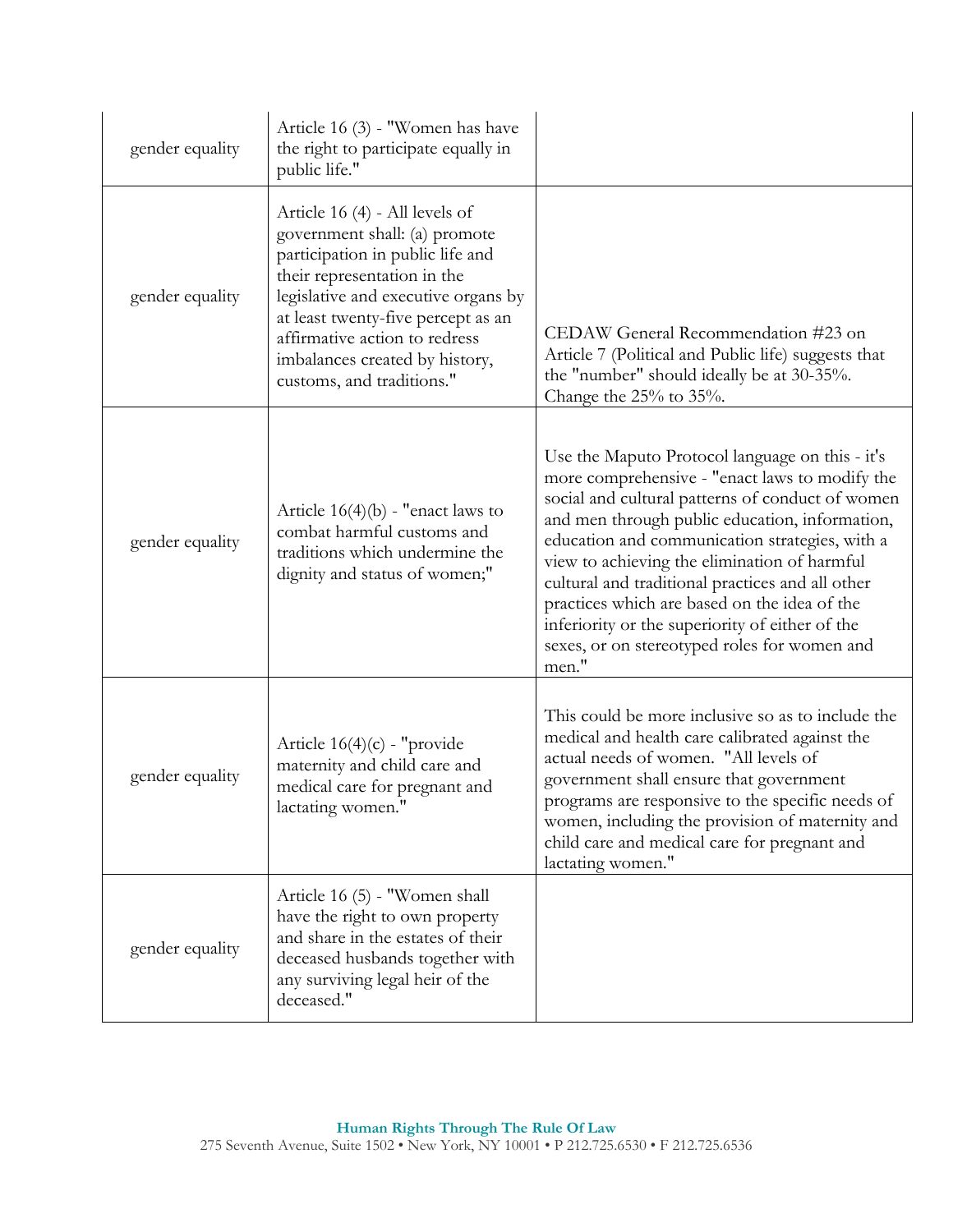| | | |
|---|---|---|
| gender equality | Article 16 (3) - "Women has have the right to participate equally in public life." | |
| gender equality | Article 16 (4) - All levels of government shall: (a) promote participation in public life and their representation in the legislative and executive organs by at least twenty-five percept as an affirmative action to redress imbalances created by history, customs, and traditions." | CEDAW General Recommendation #23 on Article 7 (Political and Public life) suggests that the "number" should ideally be at 30-35%. Change the 25% to 35%. |
| gender equality | Article 16(4)(b) - "enact laws to combat harmful customs and traditions which undermine the dignity and status of women;" | Use the Maputo Protocol language on this - it's more comprehensive - "enact laws to modify the social and cultural patterns of conduct of women and men through public education, information, education and communication strategies, with a view to achieving the elimination of harmful cultural and traditional practices and all other practices which are based on the idea of the inferiority or the superiority of either of the sexes, or on stereotyped roles for women and men." |
| gender equality | Article 16(4)(c) - "provide maternity and child care and medical care for pregnant and lactating women." | This could be more inclusive so as to include the medical and health care calibrated against the actual needs of women. "All levels of government shall ensure that government programs are responsive to the specific needs of women, including the provision of maternity and child care and medical care for pregnant and lactating women." |
| gender equality | Article 16 (5) - "Women shall have the right to own property and share in the estates of their deceased husbands together with any surviving legal heir of the deceased." | |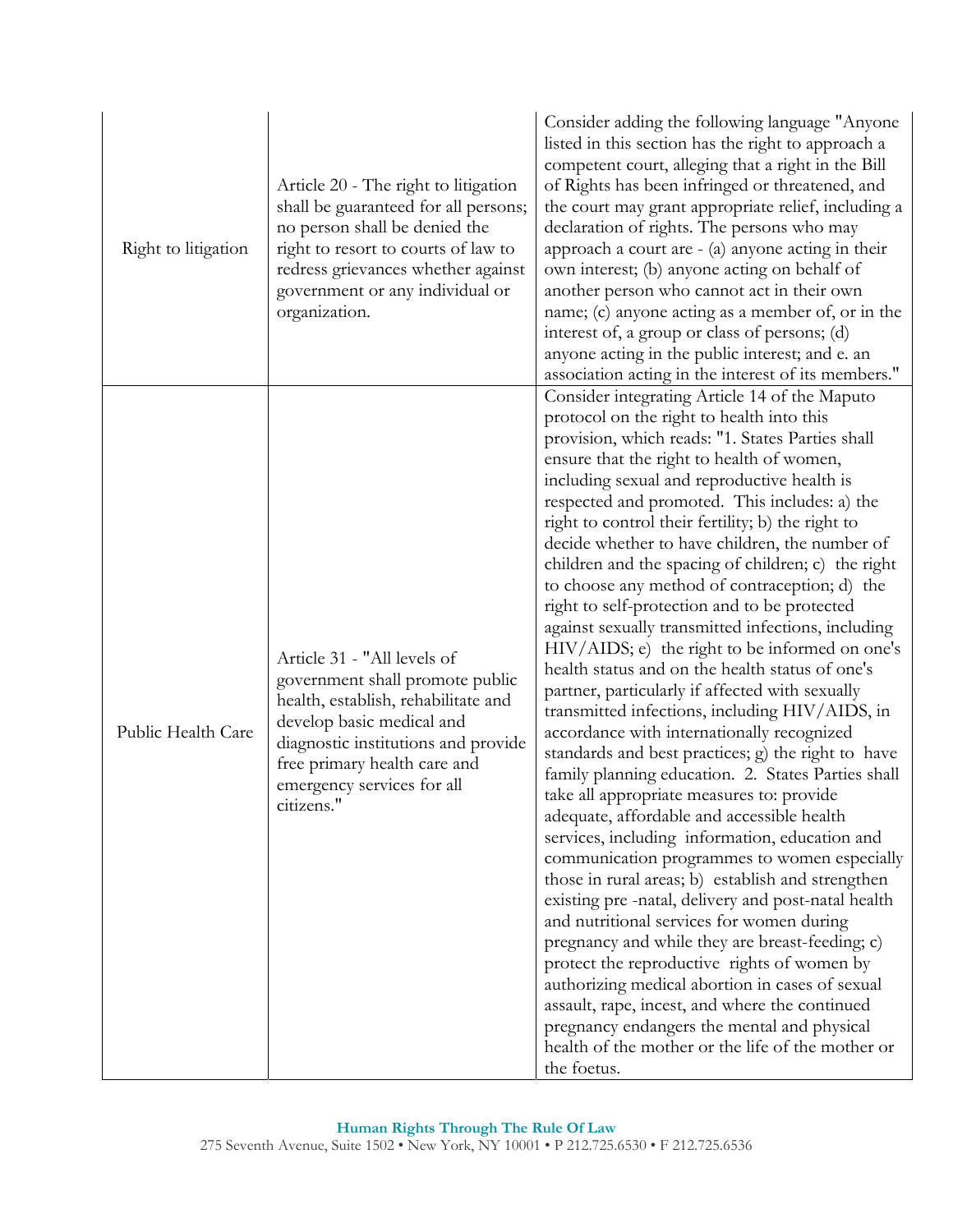| | | |
|---|---|---|
| Right to litigation | Article 20 - The right to litigation shall be guaranteed for all persons; no person shall be denied the right to resort to courts of law to redress grievances whether against government or any individual or organization. | Consider adding the following language "Anyone listed in this section has the right to approach a competent court, alleging that a right in the Bill of Rights has been infringed or threatened, and the court may grant appropriate relief, including a declaration of rights. The persons who may approach a court are - (a) anyone acting in their own interest; (b) anyone acting on behalf of another person who cannot act in their own name; (c) anyone acting as a member of, or in the interest of, a group or class of persons; (d) anyone acting in the public interest; and e. an association acting in the interest of its members." |
| Public Health Care | Article 31 - "All levels of government shall promote public health, establish, rehabilitate and develop basic medical and diagnostic institutions and provide free primary health care and emergency services for all citizens." | Consider integrating Article 14 of the Maputo protocol on the right to health into this provision, which reads: "1. States Parties shall ensure that the right to health of women, including sexual and reproductive health is respected and promoted. This includes: a) the right to control their fertility; b) the right to decide whether to have children, the number of children and the spacing of children; c) the right to choose any method of contraception; d) the right to self-protection and to be protected against sexually transmitted infections, including HIV/AIDS; e) the right to be informed on one's health status and on the health status of one's partner, particularly if affected with sexually transmitted infections, including HIV/AIDS, in accordance with internationally recognized standards and best practices; g) the right to have family planning education. 2. States Parties shall take all appropriate measures to: provide adequate, affordable and accessible health services, including information, education and communication programmes to women especially those in rural areas; b) establish and strengthen existing pre -natal, delivery and post-natal health and nutritional services for women during pregnancy and while they are breast-feeding; c) protect the reproductive rights of women by authorizing medical abortion in cases of sexual assault, rape, incest, and where the continued pregnancy endangers the mental and physical health of the mother or the life of the mother or the foetus. |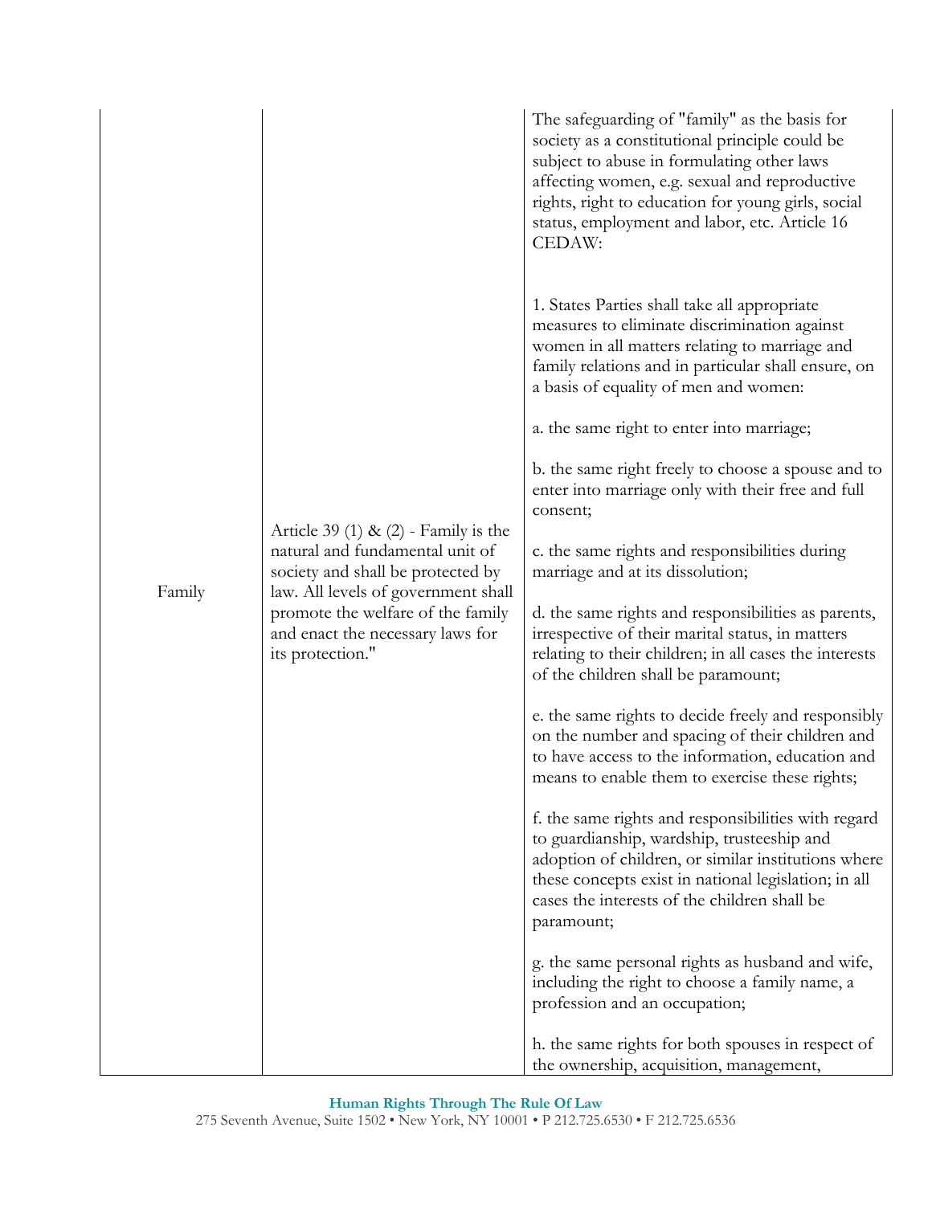| | | |
|---|---|---|
| Family | Article 39 (1) & (2) - Family is the natural and fundamental unit of society and shall be protected by law. All levels of government shall promote the welfare of the family and enact the necessary laws for its protection." | The safeguarding of "family" as the basis for society as a constitutional principle could be subject to abuse in formulating other laws affecting women, e.g. sexual and reproductive rights, right to education for young girls, social status, employment and labor, etc. Article 16 CEDAW:<br><br>1. States Parties shall take all appropriate measures to eliminate discrimination against women in all matters relating to marriage and family relations and in particular shall ensure, on a basis of equality of men and women:<br><br>a. the same right to enter into marriage;<br><br>b. the same right freely to choose a spouse and to enter into marriage only with their free and full consent;<br><br>c. the same rights and responsibilities during marriage and at its dissolution;<br><br>d. the same rights and responsibilities as parents, irrespective of their marital status, in matters relating to their children; in all cases the interests of the children shall be paramount;<br><br>e. the same rights to decide freely and responsibly on the number and spacing of their children and to have access to the information, education and means to enable them to exercise these rights;<br><br>f. the same rights and responsibilities with regard to guardianship, wardship, trusteeship and adoption of children, or similar institutions where these concepts exist in national legislation; in all cases the interests of the children shall be paramount;<br><br>g. the same personal rights as husband and wife, including the right to choose a family name, a profession and an occupation;<br><br>h. the same rights for both spouses in respect of the ownership, acquisition, management, |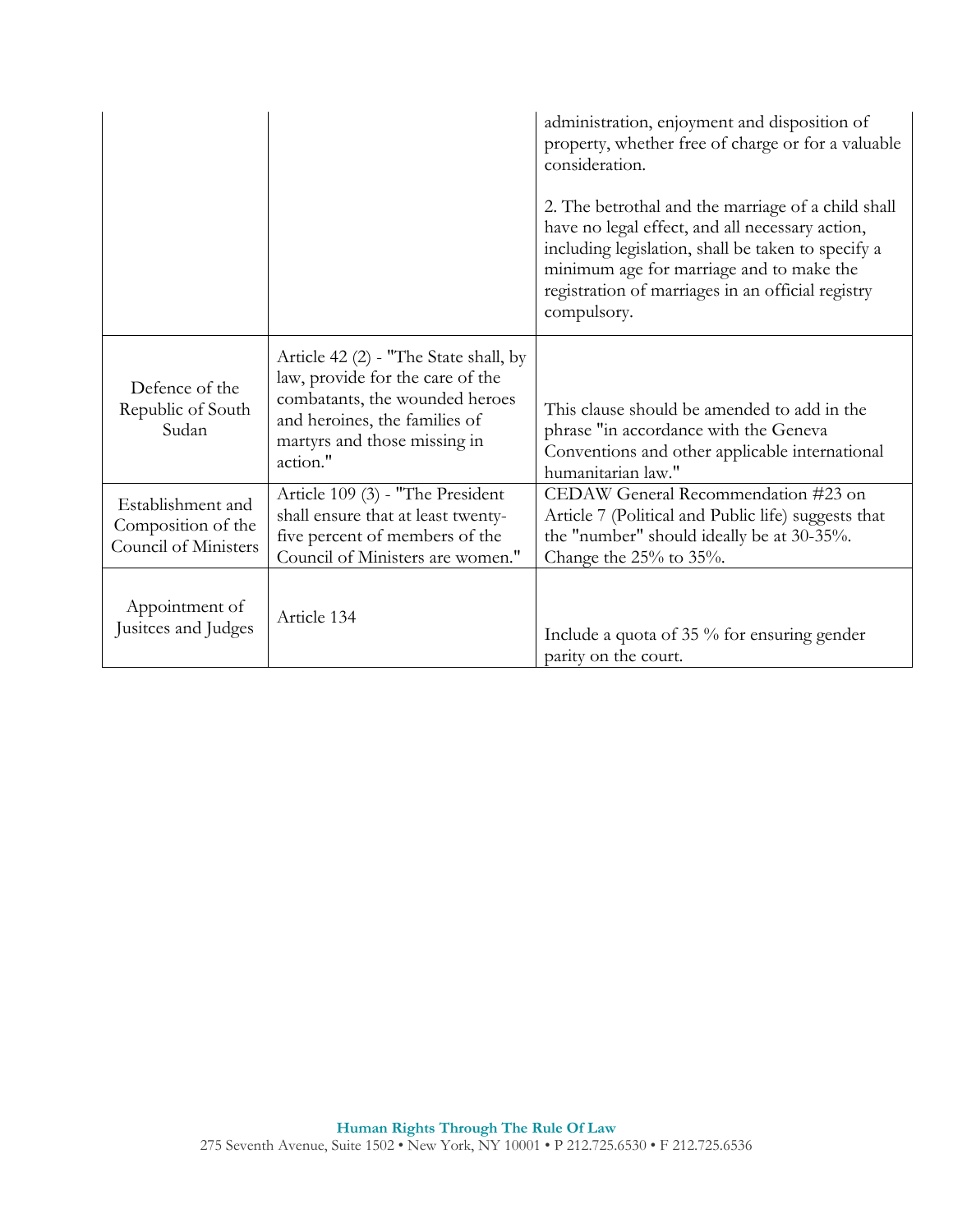| | | |
|---|---|---|
| | | administration, enjoyment and disposition of property, whether free of charge or for a valuable consideration.<br><br>2. The betrothal and the marriage of a child shall have no legal effect, and all necessary action, including legislation, shall be taken to specify a minimum age for marriage and to make the registration of marriages in an official registry compulsory. |
| Defence of the Republic of South Sudan | Article 42 (2) - "The State shall, by law, provide for the care of the combatants, the wounded heroes and heroines, the families of martyrs and those missing in action." | This clause should be amended to add in the phrase "in accordance with the Geneva Conventions and other applicable international humanitarian law." |
| Establishment and Composition of the Council of Ministers | Article 109 (3) - "The President shall ensure that at least twenty-five percent of members of the Council of Ministers are women." | CEDAW General Recommendation #23 on Article 7 (Political and Public life) suggests that the "number" should ideally be at 30-35%. Change the 25% to 35%. |
| Appointment of Jusitces and Judges | Article 134 | Include a quota of 35 % for ensuring gender parity on the court. |